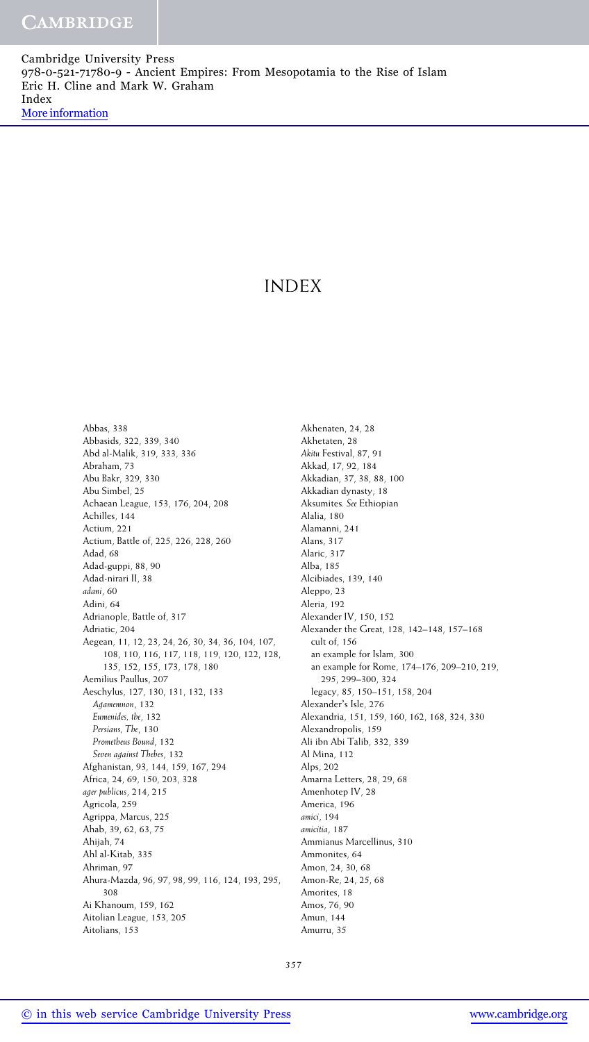# INDEX

Abbas, 338
Abbasids, 322, 339, 340
Abd al-Malik, 319, 333, 336
Abraham, 73
Abu Bakr, 329, 330
Abu Simbel, 25
Achaean League, 153, 176, 204, 208
Achilles, 144
Actium, 221
Actium, Battle of, 225, 226, 228, 260
Adad, 68
Adad-guppi, 88, 90
Adad-nirari II, 38
*adani*, 60
Adini, 64
Adrianople, Battle of, 317
Adriatic, 204
Aegean, 11, 12, 23, 24, 26, 30, 34, 36, 104, 107, 108, 110, 116, 117, 118, 119, 120, 122, 128, 135, 152, 155, 173, 178, 180
Aemilius Paullus, 207
Aeschylus, 127, 130, 131, 132, 133
  *Agamemnon*, 132
  *Eumenides, the*, 132
  *Persians, The*, 130
  *Prometheus Bound*, 132
  *Seven against Thebes*, 132
Afghanistan, 93, 144, 159, 167, 294
Africa, 24, 69, 150, 203, 328
*ager publicus*, 214, 215
Agricola, 259
Agrippa, Marcus, 225
Ahab, 39, 62, 63, 75
Ahijah, 74
Ahl al-Kitab, 335
Ahriman, 97
Ahura-Mazda, 96, 97, 98, 99, 116, 124, 193, 295, 308
Ai Khanoum, 159, 162
Aitolian League, 153, 205
Aitolians, 153
Akhenaten, 24, 28
Akhetaten, 28
*Akitu* Festival, 87, 91
Akkad, 17, 92, 184
Akkadian, 37, 38, 88, 100
Akkadian dynasty, 18
Aksumites. *See* Ethiopian
Alalia, 180
Alamanni, 241
Alans, 317
Alaric, 317
Alba, 185
Alcibiades, 139, 140
Aleppo, 23
Aleria, 192
Alexander IV, 150, 152
Alexander the Great, 128, 142–148, 157–168
  cult of, 156
  an example for Islam, 300
  an example for Rome, 174–176, 209–210, 219, 295, 299–300, 324
  legacy, 85, 150–151, 158, 204
Alexander's Isle, 276
Alexandria, 151, 159, 160, 162, 168, 324, 330
Alexandropolis, 159
Ali ibn Abi Talib, 332, 339
Al Mina, 112
Alps, 202
Amarna Letters, 28, 29, 68
Amenhotep IV, 28
America, 196
*amici*, 194
*amicitia*, 187
Ammianus Marcellinus, 310
Ammonites, 64
Amon, 24, 30, 68
Amon-Re, 24, 25, 68
Amorites, 18
Amos, 76, 90
Amun, 144
Amurru, 35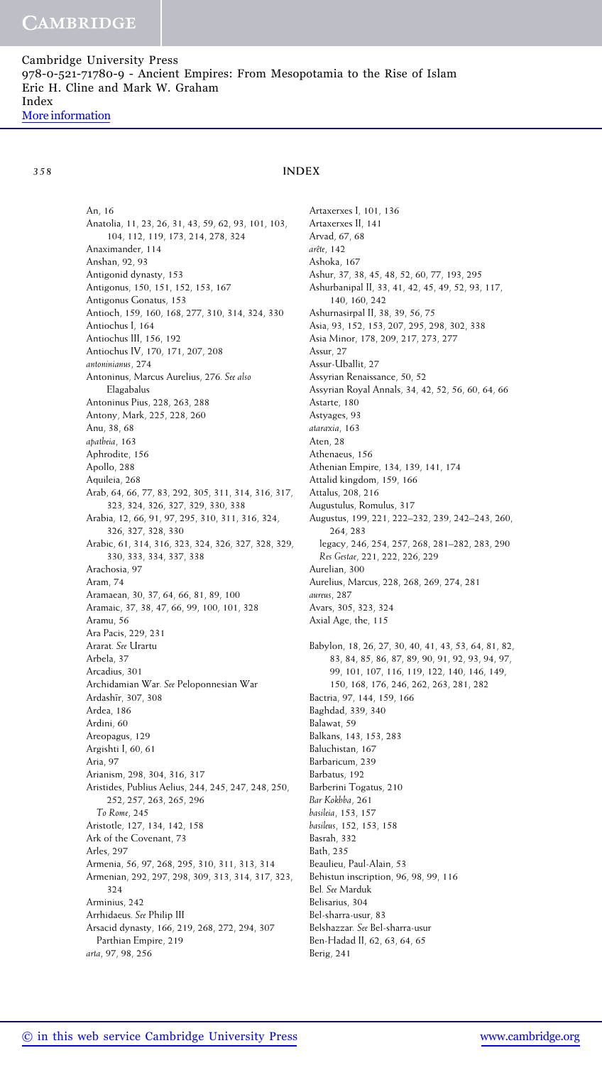# INDEX

An, 16
Anatolia, 11, 23, 26, 31, 43, 59, 62, 93, 101, 103, 104, 112, 119, 173, 214, 278, 324
Anaximander, 114
Anshan, 92, 93
Antigonid dynasty, 153
Antigonus, 150, 151, 152, 153, 167
Antigonus Gonatus, 153
Antioch, 159, 160, 168, 277, 310, 314, 324, 330
Antiochus I, 164
Antiochus III, 156, 192
Antiochus IV, 170, 171, 207, 208
*antoninianus*, 274
Antoninus, Marcus Aurelius, 276. *See also* Elagabalus
Antoninus Pius, 228, 263, 288
Antony, Mark, 225, 228, 260
Anu, 38, 68
*apatheia*, 163
Aphrodite, 156
Apollo, 288
Aquileia, 268
Arab, 64, 66, 77, 83, 292, 305, 311, 314, 316, 317, 323, 324, 326, 327, 329, 330, 338
Arabia, 12, 66, 91, 97, 295, 310, 311, 316, 324, 326, 327, 328, 330
Arabic, 61, 314, 316, 323, 324, 326, 327, 328, 329, 330, 333, 334, 337, 338
Arachosia, 97
Aram, 74
Aramaean, 30, 37, 64, 66, 81, 89, 100
Aramaic, 37, 38, 47, 66, 99, 100, 101, 328
Aramu, 56
Ara Pacis, 229, 231
Ararat. *See* Urartu
Arbela, 37
Arcadius, 301
Archidamian War. *See* Peloponnesian War
Ardashīr, 307, 308
Ardea, 186
Ardini, 60
Areopagus, 129
Argishti I, 60, 61
Aria, 97
Arianism, 298, 304, 316, 317
Aristides, Publius Aelius, 244, 245, 247, 248, 250, 252, 257, 263, 265, 296
  *To Rome*, 245
Aristotle, 127, 134, 142, 158
Ark of the Covenant, 73
Arles, 297
Armenia, 56, 97, 268, 295, 310, 311, 313, 314
Armenian, 292, 297, 298, 309, 313, 314, 317, 323, 324
Arminius, 242
Arrhidaeus. *See* Philip III
Arsacid dynasty, 166, 219, 268, 272, 294, 307
  Parthian Empire, 219
*arta*, 97, 98, 256
Artaxerxes I, 101, 136
Artaxerxes II, 141
Arvad, 67, 68
*arête*, 142
Ashoka, 167
Ashur, 37, 38, 45, 48, 52, 60, 77, 193, 295
Ashurbanipal II, 33, 41, 42, 45, 49, 52, 93, 117, 140, 160, 242
Ashurnasirpal II, 38, 39, 56, 75
Asia, 93, 152, 153, 207, 295, 298, 302, 338
Asia Minor, 178, 209, 217, 273, 277
Assur, 27
Assur-Uballit, 27
Assyrian Renaissance, 50, 52
Assyrian Royal Annals, 34, 42, 52, 56, 60, 64, 66
Astarte, 180
Astyages, 93
*ataraxia*, 163
Aten, 28
Athenaeus, 156
Athenian Empire, 134, 139, 141, 174
Attalid kingdom, 159, 166
Attalus, 208, 216
Augustulus, Romulus, 317
Augustus, 199, 221, 222–232, 239, 242–243, 260, 264, 283
  legacy, 246, 254, 257, 268, 281–282, 283, 290
  *Res Gestae*, 221, 222, 226, 229
Aurelian, 300
Aurelius, Marcus, 228, 268, 269, 274, 281
*aureus*, 287
Avars, 305, 323, 324
Axial Age, the, 115

Babylon, 18, 26, 27, 30, 40, 41, 43, 53, 64, 81, 82, 83, 84, 85, 86, 87, 89, 90, 91, 92, 93, 94, 97, 99, 101, 107, 116, 119, 122, 140, 146, 149, 150, 168, 176, 246, 262, 263, 281, 282
Bactria, 97, 144, 159, 166
Baghdad, 339, 340
Balawat, 59
Balkans, 143, 153, 283
Baluchistan, 167
Barbaricum, 239
Barbatus, 192
Barberini Togatus, 210
*Bar Kokhba*, 261
*basileia*, 153, 157
*basileus*, 152, 153, 158
Basrah, 332
Bath, 235
Beaulieu, Paul-Alain, 53
Behistun inscription, 96, 98, 99, 116
Bel. *See* Marduk
Belisarius, 304
Bel-sharra-usur, 83
Belshazzar. *See* Bel-sharra-usur
Ben-Hadad II, 62, 63, 64, 65
Berig, 241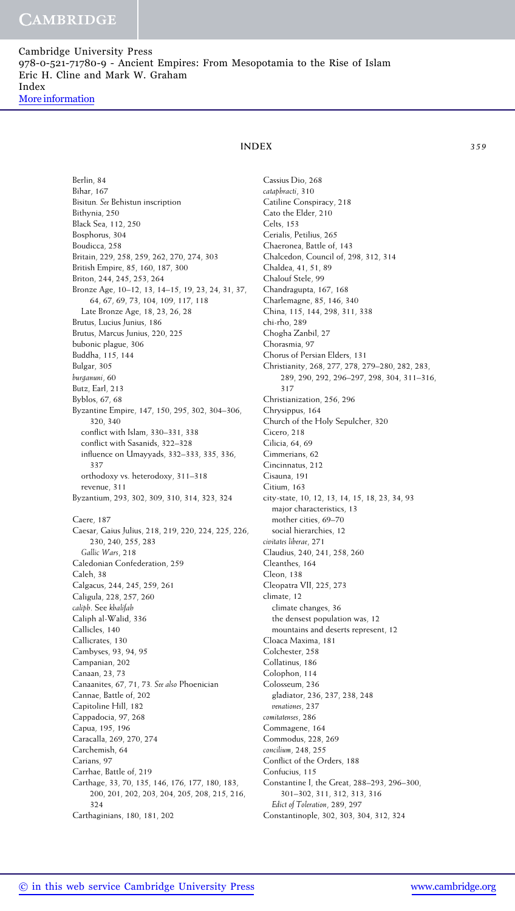# INDEX

Berlin, 84
Bihar, 167
Bisitun. *See* Behistun inscription
Bithynia, 250
Black Sea, 112, 250
Bosphorus, 304
Boudicca, 258
Britain, 229, 258, 259, 262, 270, 274, 303
British Empire, 85, 160, 187, 300
Briton, 244, 245, 253, 264
Bronze Age, 10–12, 13, 14–15, 19, 23, 24, 31, 37, 64, 67, 69, 73, 104, 109, 117, 118
  Late Bronze Age, 18, 23, 26, 28
Brutus, Lucius Junius, 186
Brutus, Marcus Junius, 220, 225
bubonic plague, 306
Buddha, 115, 144
Bulgar, 305
*burganuni*, 60
Butz, Earl, 213
Byblos, 67, 68
Byzantine Empire, 147, 150, 295, 302, 304–306, 320, 340
  conflict with Islam, 330–331, 338
  conflict with Sasanids, 322–328
  influence on Umayyads, 332–333, 335, 336, 337
  orthodoxy vs. heterodoxy, 311–318
  revenue, 311
Byzantium, 293, 302, 309, 310, 314, 323, 324

Caere, 187
Caesar, Gaius Julius, 218, 219, 220, 224, 225, 226, 230, 240, 255, 283
  *Gallic Wars*, 218
Caledonian Confederation, 259
Caleh, 38
Calgacus, 244, 245, 259, 261
Caligula, 228, 257, 260
*caliph*. See *khalifah*
Caliph al-Walid, 336
Callicles, 140
Callicrates, 130
Cambyses, 93, 94, 95
Campanian, 202
Canaan, 23, 73
Canaanites, 67, 71, 73. *See also* Phoenician
Cannae, Battle of, 202
Capitoline Hill, 182
Cappadocia, 97, 268
Capua, 195, 196
Caracalla, 269, 270, 274
Carchemish, 64
Carians, 97
Carrhae, Battle of, 219
Carthage, 33, 70, 135, 146, 176, 177, 180, 183, 200, 201, 202, 203, 204, 205, 208, 215, 216, 324
Carthaginians, 180, 181, 202

Cassius Dio, 268
*cataphracti*, 310
Catiline Conspiracy, 218
Cato the Elder, 210
Celts, 153
Cerialis, Petilius, 265
Chaeronea, Battle of, 143
Chalcedon, Council of, 298, 312, 314
Chaldea, 41, 51, 89
Chalouf Stele, 99
Chandragupta, 167, 168
Charlemagne, 85, 146, 340
China, 115, 144, 298, 311, 338
chi-rho, 289
Chogha Zanbil, 27
Chorasmia, 97
Chorus of Persian Elders, 131
Christianity, 268, 277, 278, 279–280, 282, 283, 289, 290, 292, 296–297, 298, 304, 311–316, 317
Christianization, 256, 296
Chrysippus, 164
Church of the Holy Sepulcher, 320
Cicero, 218
Cilicia, 64, 69
Cimmerians, 62
Cincinnatus, 212
Cisauna, 191
Citium, 163
city-state, 10, 12, 13, 14, 15, 18, 23, 34, 93
  major characteristics, 13
  mother cities, 69–70
  social hierarchies, 12
*civitates liberae*, 271
Claudius, 240, 241, 258, 260
Cleanthes, 164
Cleon, 138
Cleopatra VII, 225, 273
climate, 12
  climate changes, 36
  the densest population was, 12
  mountains and deserts represent, 12
Cloaca Maxima, 181
Colchester, 258
Collatinus, 186
Colophon, 114
Colosseum, 236
  gladiator, 236, 237, 238, 248
  *venationes*, 237
*comitatenses*, 286
Commagene, 164
Commodus, 228, 269
*concilium*, 248, 255
Conflict of the Orders, 188
Confucius, 115
Constantine I, the Great, 288–293, 296–300, 301–302, 311, 312, 313, 316
  *Edict of Toleration*, 289, 297
Constantinople, 302, 303, 304, 312, 324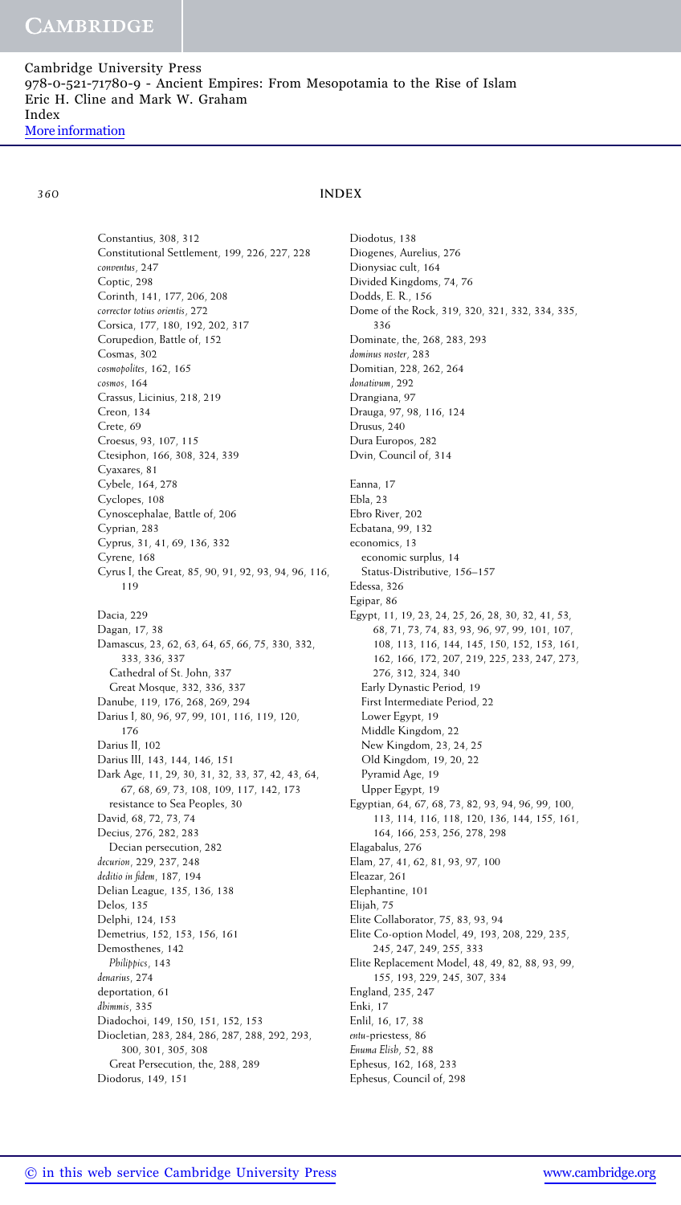Constantius, 308, 312
Constitutional Settlement, 199, 226, 227, 228
*conventus*, 247
Coptic, 298
Corinth, 141, 177, 206, 208
*corrector totius orientis*, 272
Corsica, 177, 180, 192, 202, 317
Corupedion, Battle of, 152
Cosmas, 302
*cosmopolites*, 162, 165
*cosmos*, 164
Crassus, Licinius, 218, 219
Creon, 134
Crete, 69
Croesus, 93, 107, 115
Ctesiphon, 166, 308, 324, 339
Cyaxares, 81
Cybele, 164, 278
Cyclopes, 108
Cynoscephalae, Battle of, 206
Cyprian, 283
Cyprus, 31, 41, 69, 136, 332
Cyrene, 168
Cyrus I, the Great, 85, 90, 91, 92, 93, 94, 96, 116, 119

Dacia, 229
Dagan, 17, 38
Damascus, 23, 62, 63, 64, 65, 66, 75, 330, 332, 333, 336, 337
  Cathedral of St. John, 337
  Great Mosque, 332, 336, 337
Danube, 119, 176, 268, 269, 294
Darius I, 80, 96, 97, 99, 101, 116, 119, 120, 176
Darius II, 102
Darius III, 143, 144, 146, 151
Dark Age, 11, 29, 30, 31, 32, 33, 37, 42, 43, 64, 67, 68, 69, 73, 108, 109, 117, 142, 173
  resistance to Sea Peoples, 30
David, 68, 72, 73, 74
Decius, 276, 282, 283
  Decian persecution, 282
*decurion*, 229, 237, 248
*deditio in fidem*, 187, 194
Delian League, 135, 136, 138
Delos, 135
Delphi, 124, 153
Demetrius, 152, 153, 156, 161
Demosthenes, 142
  *Philippics*, 143
*denarius*, 274
deportation, 61
*dhimmis*, 335
Diadochoi, 149, 150, 151, 152, 153
Diocletian, 283, 284, 286, 287, 288, 292, 293, 300, 301, 305, 308
  Great Persecution, the, 288, 289
Diodorus, 149, 151
Diodotus, 138
Diogenes, Aurelius, 276
Dionysiac cult, 164
Divided Kingdoms, 74, 76
Dodds, E. R., 156
Dome of the Rock, 319, 320, 321, 332, 334, 335, 336
Dominate, the, 268, 283, 293
*dominus noster*, 283
Domitian, 228, 262, 264
*donativum*, 292
Drangiana, 97
Drauga, 97, 98, 116, 124
Drusus, 240
Dura Europos, 282
Dvin, Council of, 314

Eanna, 17
Ebla, 23
Ebro River, 202
Ecbatana, 99, 132
economics, 13
  economic surplus, 14
  Status-Distributive, 156–157
Edessa, 326
Egipar, 86
Egypt, 11, 19, 23, 24, 25, 26, 28, 30, 32, 41, 53, 68, 71, 73, 74, 83, 93, 96, 97, 99, 101, 107, 108, 113, 116, 144, 145, 150, 152, 153, 161, 162, 166, 172, 207, 219, 225, 233, 247, 273, 276, 312, 324, 340
  Early Dynastic Period, 19
  First Intermediate Period, 22
  Lower Egypt, 19
  Middle Kingdom, 22
  New Kingdom, 23, 24, 25
  Old Kingdom, 19, 20, 22
  Pyramid Age, 19
  Upper Egypt, 19
Egyptian, 64, 67, 68, 73, 82, 93, 94, 96, 99, 100, 113, 114, 116, 118, 120, 136, 144, 155, 161, 164, 166, 253, 256, 278, 298
Elagabalus, 276
Elam, 27, 41, 62, 81, 93, 97, 100
Eleazar, 261
Elephantine, 101
Elijah, 75
Elite Collaborator, 75, 83, 93, 94
Elite Co-option Model, 49, 193, 208, 229, 235, 245, 247, 249, 255, 333
Elite Replacement Model, 48, 49, 82, 88, 93, 99, 155, 193, 229, 245, 307, 334
England, 235, 247
Enki, 17
Enlil, 16, 17, 38
*entu*-priestess, 86
*Enuma Elish*, 52, 88
Ephesus, 162, 168, 233
Ephesus, Council of, 298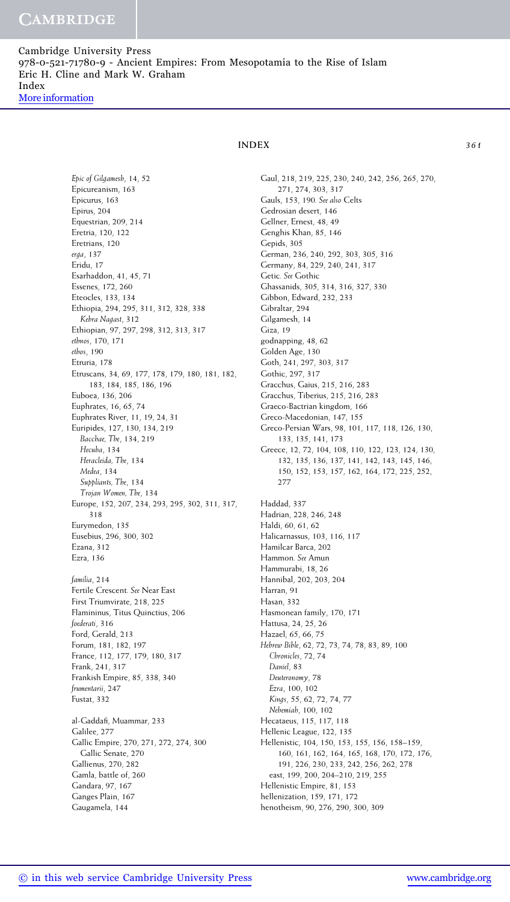# INDEX

*Epic of Gilgamesh*, 14, 52
Epicureanism, 163
Epicurus, 163
Epirus, 204
Equestrian, 209, 214
Eretria, 120, 122
Eretrians, 120
*erga*, 137
Eridu, 17
Esarhaddon, 41, 45, 71
Essenes, 172, 260
Eteocles, 133, 134
Ethiopia, 294, 295, 311, 312, 328, 338
  *Kebra Nagast*, 312
Ethiopian, 97, 297, 298, 312, 313, 317
*ethnos*, 170, 171
*ethos*, 190
Etruria, 178
Etruscans, 34, 69, 177, 178, 179, 180, 181, 182, 183, 184, 185, 186, 196
Euboea, 136, 206
Euphrates, 16, 65, 74
Euphrates River, 11, 19, 24, 31
Euripides, 127, 130, 134, 219
  *Bacchae, The*, 134, 219
  *Hecuba*, 134
  *Heracleida, The*, 134
  *Medea*, 134
  *Suppliants, The*, 134
  *Trojan Women, The*, 134
Europe, 152, 207, 234, 293, 295, 302, 311, 317, 318
Eurymedon, 135
Eusebius, 296, 300, 302
Ezana, 312
Ezra, 136

*familia*, 214
Fertile Crescent. *See* Near East
First Triumvirate, 218, 225
Flamininus, Titus Quinctius, 206
*foederati*, 316
Ford, Gerald, 213
Forum, 181, 182, 197
France, 112, 177, 179, 180, 317
Frank, 241, 317
Frankish Empire, 85, 338, 340
*frumentarii*, 247
Fustat, 332

al-Gaddafi, Muammar, 233
Galilee, 277
Gallic Empire, 270, 271, 272, 274, 300
  Gallic Senate, 270
Gallienus, 270, 282
Gamla, battle of, 260
Gandara, 97, 167
Ganges Plain, 167
Gaugamela, 144
Gaul, 218, 219, 225, 230, 240, 242, 256, 265, 270, 271, 274, 303, 317
Gauls, 153, 190. *See also* Celts
Gedrosian desert, 146
Gellner, Ernest, 48, 49
Genghis Khan, 85, 146
Gepids, 305
German, 236, 240, 292, 303, 305, 316
Germany, 84, 229, 240, 241, 317
Getic. *See* Gothic
Ghassanids, 305, 314, 316, 327, 330
Gibbon, Edward, 232, 233
Gibraltar, 294
Gilgamesh, 14
Giza, 19
godnapping, 48, 62
Golden Age, 130
Goth, 241, 297, 303, 317
Gothic, 297, 317
Gracchus, Gaius, 215, 216, 283
Gracchus, Tiberius, 215, 216, 283
Graeco-Bactrian kingdom, 166
Greco-Macedonian, 147, 155
Greco-Persian Wars, 98, 101, 117, 118, 126, 130, 133, 135, 141, 173
Greece, 12, 72, 104, 108, 110, 122, 123, 124, 130, 132, 135, 136, 137, 141, 142, 143, 145, 146, 150, 152, 153, 157, 162, 164, 172, 225, 252, 277

Haddad, 337
Hadrian, 228, 246, 248
Haldi, 60, 61, 62
Halicarnassus, 103, 116, 117
Hamilcar Barca, 202
Hammon. *See* Amun
Hammurabi, 18, 26
Hannibal, 202, 203, 204
Harran, 91
Hasan, 332
Hasmonean family, 170, 171
Hattusa, 24, 25, 26
Hazael, 65, 66, 75
*Hebrew Bible*, 62, 72, 73, 74, 78, 83, 89, 100
  *Chronicles*, 72, 74
  *Daniel*, 83
  *Deuteronomy*, 78
  *Ezra*, 100, 102
  *Kings*, 55, 62, 72, 74, 77
  *Nehemiah*, 100, 102
Hecataeus, 115, 117, 118
Hellenic League, 122, 135
Hellenistic, 104, 150, 153, 155, 156, 158–159, 160, 161, 162, 164, 165, 168, 170, 172, 176, 191, 226, 230, 233, 242, 256, 262, 278
  east, 199, 200, 204–210, 219, 255
Hellenistic Empire, 81, 153
hellenization, 159, 171, 172
henotheism, 90, 276, 290, 300, 309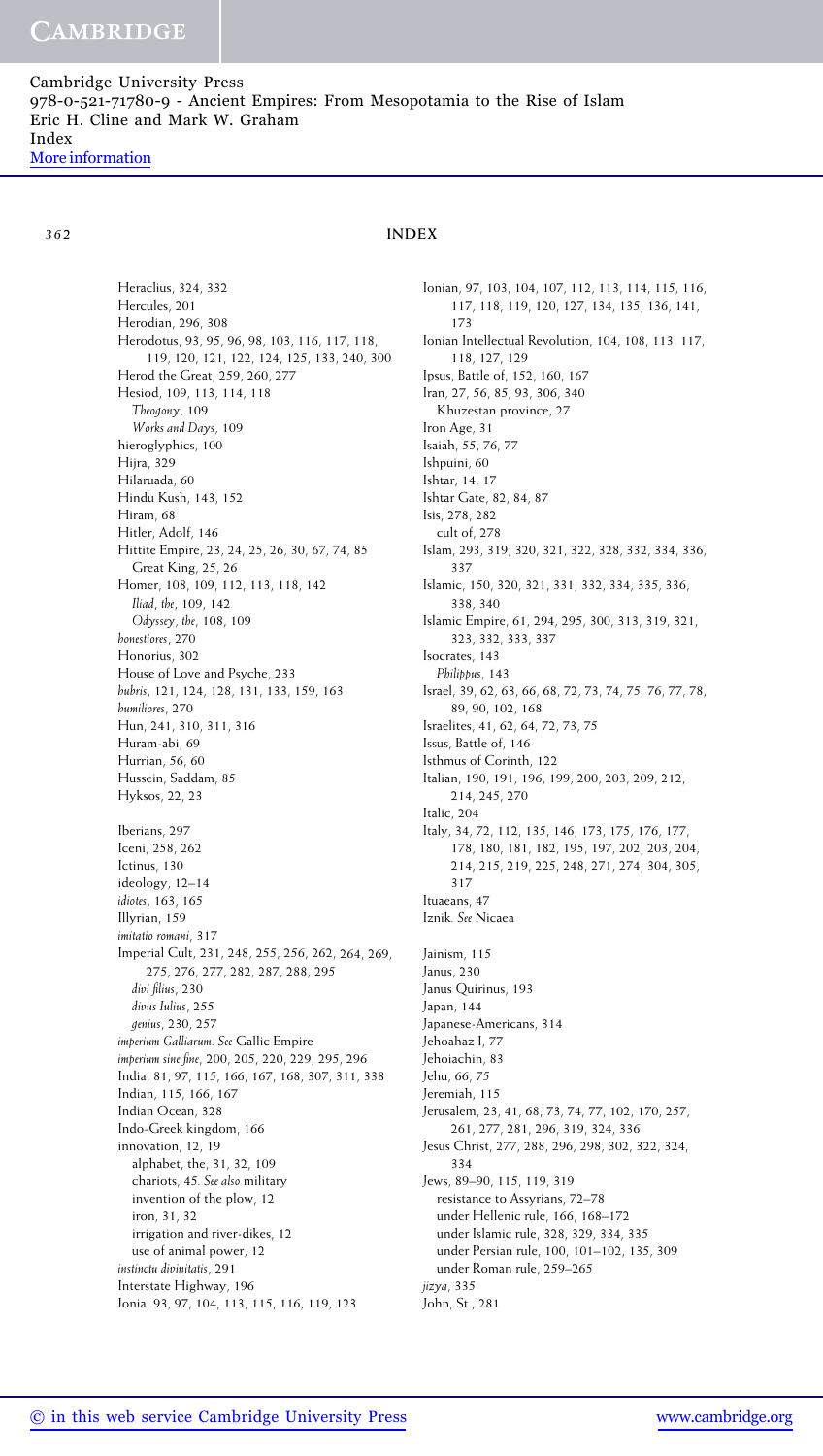Heraclius, 324, 332
Hercules, 201
Herodian, 296, 308
Herodotus, 93, 95, 96, 98, 103, 116, 117, 118, 119, 120, 121, 122, 124, 125, 133, 240, 300
Herod the Great, 259, 260, 277
Hesiod, 109, 113, 114, 118
  *Theogony*, 109
  *Works and Days*, 109
hieroglyphics, 100
Hijra, 329
Hilaruada, 60
Hindu Kush, 143, 152
Hiram, 68
Hitler, Adolf, 146
Hittite Empire, 23, 24, 25, 26, 30, 67, 74, 85
  Great King, 25, 26
Homer, 108, 109, 112, 113, 118, 142
  *Iliad, the*, 109, 142
  *Odyssey, the*, 108, 109
*honestiores*, 270
Honorius, 302
House of Love and Psyche, 233
*hubris*, 121, 124, 128, 131, 133, 159, 163
*humiliores*, 270
Hun, 241, 310, 311, 316
Huram-abi, 69
Hurrian, 56, 60
Hussein, Saddam, 85
Hyksos, 22, 23

Iberians, 297
Iceni, 258, 262
Ictinus, 130
ideology, 12–14
*idiotes*, 163, 165
Illyrian, 159
*imitatio romani*, 317
Imperial Cult, 231, 248, 255, 256, 262, 264, 269, 275, 276, 277, 282, 287, 288, 295
  *divi filius*, 230
  *divus Iulius*, 255
  *genius*, 230, 257
*imperium Galliarum*. *See* Gallic Empire
*imperium sine fine*, 200, 205, 220, 229, 295, 296
India, 81, 97, 115, 166, 167, 168, 307, 311, 338
Indian, 115, 166, 167
Indian Ocean, 328
Indo-Greek kingdom, 166
innovation, 12, 19
  alphabet, the, 31, 32, 109
  chariots, 45. *See also* military
  invention of the plow, 12
  iron, 31, 32
  irrigation and river-dikes, 12
  use of animal power, 12
*instinctu divinitatis*, 291
Interstate Highway, 196
Ionia, 93, 97, 104, 113, 115, 116, 119, 123
Ionian, 97, 103, 104, 107, 112, 113, 114, 115, 116, 117, 118, 119, 120, 127, 134, 135, 136, 141, 173
Ionian Intellectual Revolution, 104, 108, 113, 117, 118, 127, 129
Ipsus, Battle of, 152, 160, 167
Iran, 27, 56, 85, 93, 306, 340
  Khuzestan province, 27
Iron Age, 31
Isaiah, 55, 76, 77
Ishpuini, 60
Ishtar, 14, 17
Ishtar Gate, 82, 84, 87
Isis, 278, 282
  cult of, 278
Islam, 293, 319, 320, 321, 322, 328, 332, 334, 336, 337
Islamic, 150, 320, 321, 331, 332, 334, 335, 336, 338, 340
Islamic Empire, 61, 294, 295, 300, 313, 319, 321, 323, 332, 333, 337
Isocrates, 143
  *Philippus*, 143
Israel, 39, 62, 63, 66, 68, 72, 73, 74, 75, 76, 77, 78, 89, 90, 102, 168
Israelites, 41, 62, 64, 72, 73, 75
Issus, Battle of, 146
Isthmus of Corinth, 122
Italian, 190, 191, 196, 199, 200, 203, 209, 212, 214, 245, 270
Italic, 204
Italy, 34, 72, 112, 135, 146, 173, 175, 176, 177, 178, 180, 181, 182, 195, 197, 202, 203, 204, 214, 215, 219, 225, 248, 271, 274, 304, 305, 317
Ituaeans, 47
Iznik. *See* Nicaea

Jainism, 115
Janus, 230
Janus Quirinus, 193
Japan, 144
Japanese-Americans, 314
Jehoahaz I, 77
Jehoiachin, 83
Jehu, 66, 75
Jeremiah, 115
Jerusalem, 23, 41, 68, 73, 74, 77, 102, 170, 257, 261, 277, 281, 296, 319, 324, 336
Jesus Christ, 277, 288, 296, 298, 302, 322, 324, 334
Jews, 89–90, 115, 119, 319
  resistance to Assyrians, 72–78
  under Hellenic rule, 166, 168–172
  under Islamic rule, 328, 329, 334, 335
  under Persian rule, 100, 101–102, 135, 309
  under Roman rule, 259–265
*jizya*, 335
John, St., 281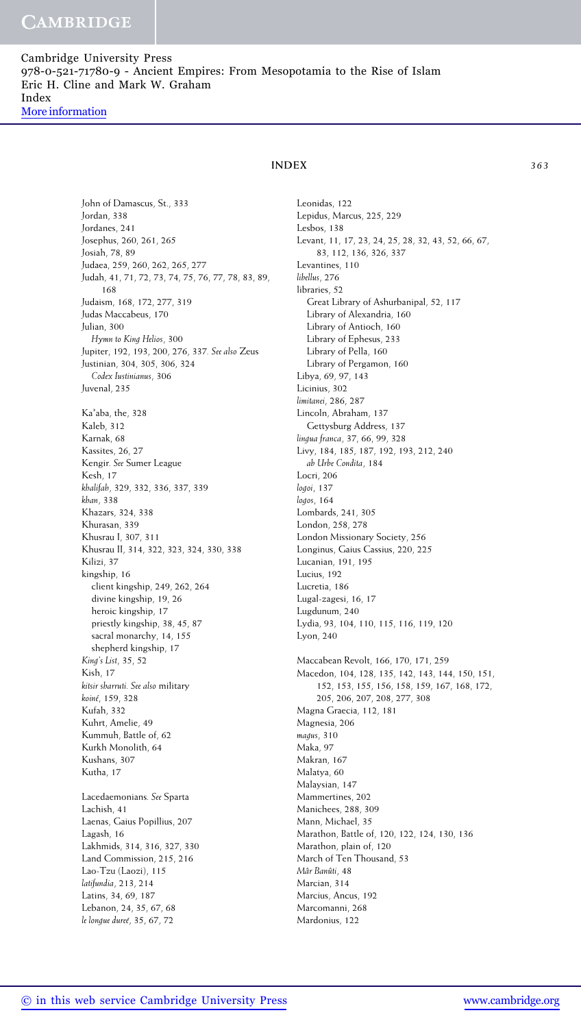Cambridge University Press
978-0-521-71780-9 - Ancient Empires: From Mesopotamia to the Rise of Islam
Eric H. Cline and Mark W. Graham
Index
More information

## INDEX

John of Damascus, St., 333
Jordan, 338
Jordanes, 241
Josephus, 260, 261, 265
Josiah, 78, 89
Judaea, 259, 260, 262, 265, 277
Judah, 41, 71, 72, 73, 74, 75, 76, 77, 78, 83, 89, 168
Judaism, 168, 172, 277, 319
Judas Maccabeus, 170
Julian, 300
  *Hymn to King Helios*, 300
Jupiter, 192, 193, 200, 276, 337. *See also* Zeus
Justinian, 304, 305, 306, 324
  *Codex Iustinianus*, 306
Juvenal, 235

Kaʾaba, the, 328
Kaleb, 312
Karnak, 68
Kassites, 26, 27
Kengir. *See* Sumer League
Kesh, 17
*khalifah*, 329, 332, 336, 337, 339
*khan*, 338
Khazars, 324, 338
Khurasan, 339
Khusrau I, 307, 311
Khusrau II, 314, 322, 323, 324, 330, 338
Kilizi, 37
kingship, 16
  client kingship, 249, 262, 264
  divine kingship, 19, 26
  heroic kingship, 17
  priestly kingship, 38, 45, 87
  sacral monarchy, 14, 155
  shepherd kingship, 17
*King's List*, 35, 52
Kish, 17
*kitsir sharruti*. *See also* military
*koiné*, 159, 328
Kufah, 332
Kuhrt, Amelie, 49
Kummuh, Battle of, 62
Kurkh Monolith, 64
Kushans, 307
Kutha, 17

Lacedaemonians. *See* Sparta
Lachish, 41
Laenas, Gaius Popillius, 207
Lagash, 16
Lakhmids, 314, 316, 327, 330
Land Commission, 215, 216
Lao-Tzu (Laozi), 115
*latifundia*, 213, 214
Latins, 34, 69, 187
Lebanon, 24, 35, 67, 68
*le longue dureé*, 35, 67, 72

Leonidas, 122
Lepidus, Marcus, 225, 229
Lesbos, 138
Levant, 11, 17, 23, 24, 25, 28, 32, 43, 52, 66, 67, 83, 112, 136, 326, 337
Levantines, 110
*libellus*, 276
libraries, 52
  Great Library of Ashurbanipal, 52, 117
  Library of Alexandria, 160
  Library of Antioch, 160
  Library of Ephesus, 233
  Library of Pella, 160
  Library of Pergamon, 160
Libya, 69, 97, 143
Licinius, 302
*limitanei*, 286, 287
Lincoln, Abraham, 137
  Gettysburg Address, 137
*lingua franca*, 37, 66, 99, 328
Livy, 184, 185, 187, 192, 193, 212, 240
  *ab Urbe Condita*, 184
Locri, 206
*logoi*, 137
*logos*, 164
Lombards, 241, 305
London, 258, 278
London Missionary Society, 256
Longinus, Gaius Cassius, 220, 225
Lucanian, 191, 195
Lucius, 192
Lucretia, 186
Lugal-zagesi, 16, 17
Lugdunum, 240
Lydia, 93, 104, 110, 115, 116, 119, 120
Lyon, 240

Maccabean Revolt, 166, 170, 171, 259
Macedon, 104, 128, 135, 142, 143, 144, 150, 151, 152, 153, 155, 156, 158, 159, 167, 168, 172, 205, 206, 207, 208, 277, 308
Magna Graecia, 112, 181
Magnesia, 206
*magus*, 310
Maka, 97
Makran, 167
Malatya, 60
Malaysian, 147
Mammertines, 202
Manichees, 288, 309
Mann, Michael, 35
Marathon, Battle of, 120, 122, 124, 130, 136
Marathon, plain of, 120
March of Ten Thousand, 53
*Mâr Banûti*, 48
Marcian, 314
Marcius, Ancus, 192
Marcomanni, 268
Mardonius, 122

© in this web service Cambridge University Press www.cambridge.org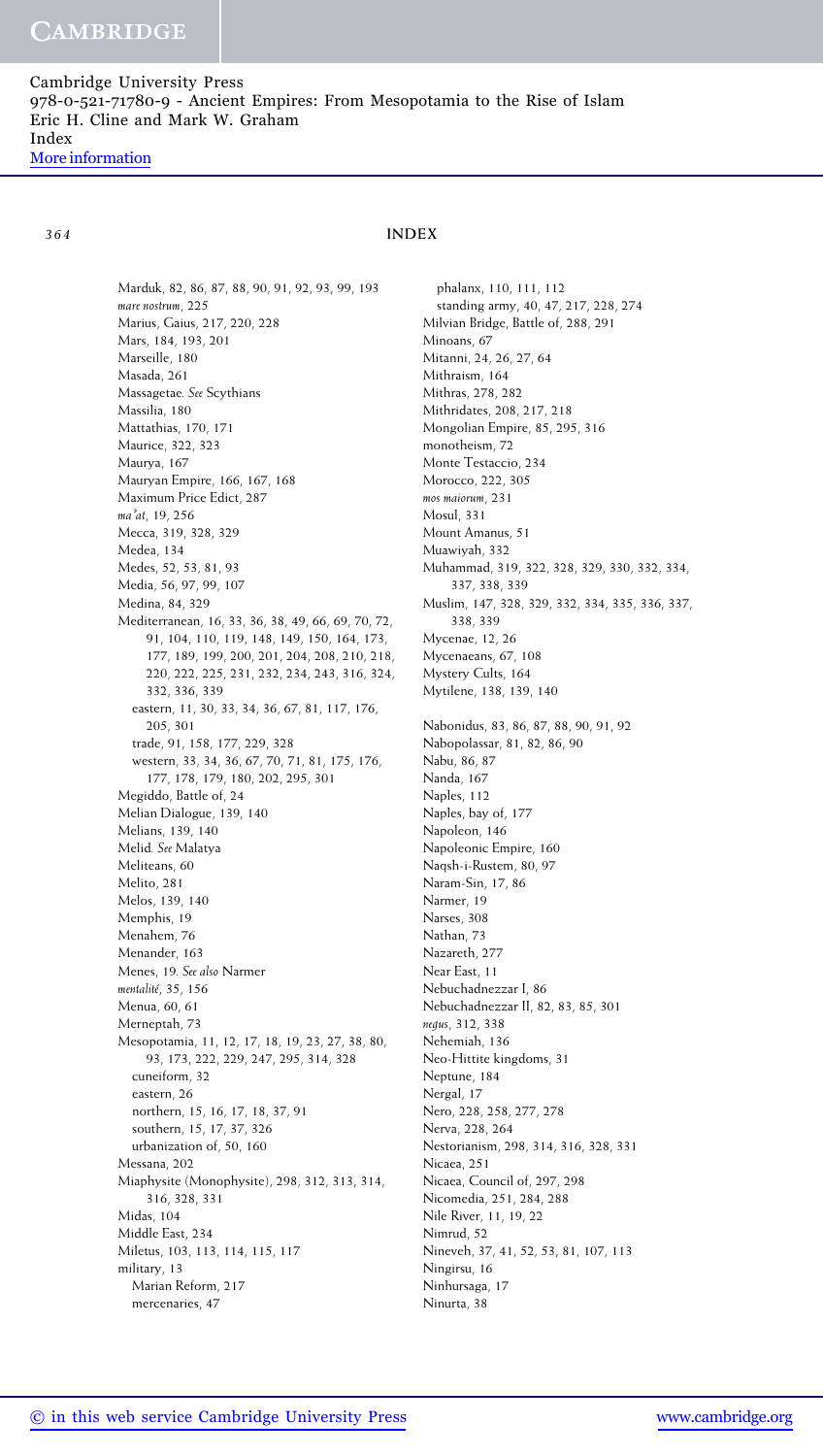Cambridge University Press
978-0-521-71780-9 - Ancient Empires: From Mesopotamia to the Rise of Islam
Eric H. Cline and Mark W. Graham
Index
More information

# INDEX

Marduk, 82, 86, 87, 88, 90, 91, 92, 93, 99, 193
*mare nostrum*, 225
Marius, Gaius, 217, 220, 228
Mars, 184, 193, 201
Marseille, 180
Masada, 261
Massagetae. *See* Scythians
Massilia, 180
Mattathias, 170, 171
Maurice, 322, 323
Maurya, 167
Mauryan Empire, 166, 167, 168
Maximum Price Edict, 287
*ma'at*, 19, 256
Mecca, 319, 328, 329
Medea, 134
Medes, 52, 53, 81, 93
Media, 56, 97, 99, 107
Medina, 84, 329
Mediterranean, 16, 33, 36, 38, 49, 66, 69, 70, 72, 91, 104, 110, 119, 148, 149, 150, 164, 173, 177, 189, 199, 200, 201, 204, 208, 210, 218, 220, 222, 225, 231, 232, 234, 243, 316, 324, 332, 336, 339
  eastern, 11, 30, 33, 34, 36, 67, 81, 117, 176, 205, 301
  trade, 91, 158, 177, 229, 328
  western, 33, 34, 36, 67, 70, 71, 81, 175, 176, 177, 178, 179, 180, 202, 295, 301
Megiddo, Battle of, 24
Melian Dialogue, 139, 140
Melians, 139, 140
Melid. *See* Malatya
Meliteans, 60
Melito, 281
Melos, 139, 140
Memphis, 19
Menahem, 76
Menander, 163
Menes, 19. *See also* Narmer
*mentalité*, 35, 156
Menua, 60, 61
Merneptah, 73
Mesopotamia, 11, 12, 17, 18, 19, 23, 27, 38, 80, 93, 173, 222, 229, 247, 295, 314, 328
  cuneiform, 32
  eastern, 26
  northern, 15, 16, 17, 18, 37, 91
  southern, 15, 17, 37, 326
  urbanization of, 50, 160
Messana, 202
Miaphysite (Monophysite), 298, 312, 313, 314, 316, 328, 331
Midas, 104
Middle East, 234
Miletus, 103, 113, 114, 115, 117
military, 13
  Marian Reform, 217
  mercenaries, 47
  phalanx, 110, 111, 112
  standing army, 40, 47, 217, 228, 274
Milvian Bridge, Battle of, 288, 291
Minoans, 67
Mitanni, 24, 26, 27, 64
Mithraism, 164
Mithras, 278, 282
Mithridates, 208, 217, 218
Mongolian Empire, 85, 295, 316
monotheism, 72
Monte Testaccio, 234
Morocco, 222, 305
*mos maiorum*, 231
Mosul, 331
Mount Amanus, 51
Muawiyah, 332
Muhammad, 319, 322, 328, 329, 330, 332, 334, 337, 338, 339
Muslim, 147, 328, 329, 332, 334, 335, 336, 337, 338, 339
Mycenae, 12, 26
Mycenaeans, 67, 108
Mystery Cults, 164
Mytilene, 138, 139, 140

Nabonidus, 83, 86, 87, 88, 90, 91, 92
Nabopolassar, 81, 82, 86, 90
Nabu, 86, 87
Nanda, 167
Naples, 112
Naples, bay of, 177
Napoleon, 146
Napoleonic Empire, 160
Naqsh-i-Rustem, 80, 97
Naram-Sin, 17, 86
Narmer, 19
Narses, 308
Nathan, 73
Nazareth, 277
Near East, 11
Nebuchadnezzar I, 86
Nebuchadnezzar II, 82, 83, 85, 301
*negus*, 312, 338
Nehemiah, 136
Neo-Hittite kingdoms, 31
Neptune, 184
Nergal, 17
Nero, 228, 258, 277, 278
Nerva, 228, 264
Nestorianism, 298, 314, 316, 328, 331
Nicaea, 251
Nicaea, Council of, 297, 298
Nicomedia, 251, 284, 288
Nile River, 11, 19, 22
Nimrud, 52
Nineveh, 37, 41, 52, 53, 81, 107, 113
Ningirsu, 16
Ninhursaga, 17
Ninurta, 38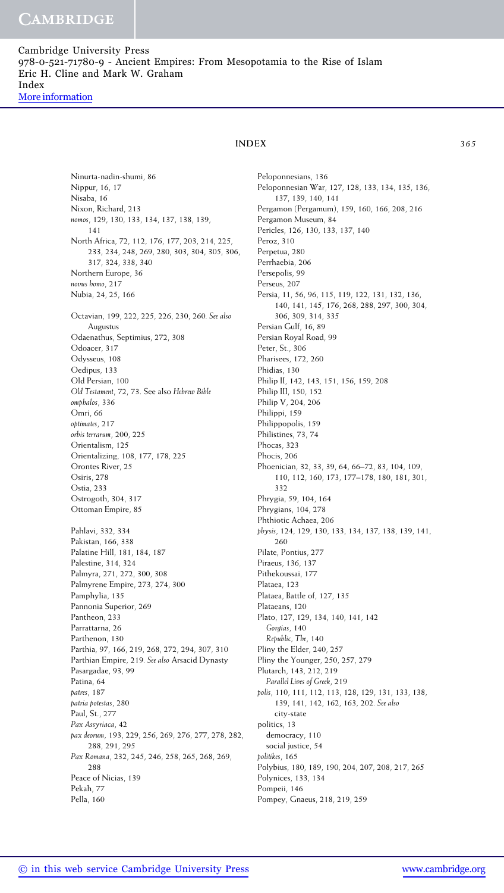# INDEX

Ninurta-nadin-shumi, 86
Nippur, 16, 17
Nisaba, 16
Nixon, Richard, 213
*nomos*, 129, 130, 133, 134, 137, 138, 139, 141
North Africa, 72, 112, 176, 177, 203, 214, 225, 233, 234, 248, 269, 280, 303, 304, 305, 306, 317, 324, 338, 340
Northern Europe, 36
*novus homo*, 217
Nubia, 24, 25, 166

Octavian, 199, 222, 225, 226, 230, 260. *See also* Augustus
Odaenathus, Septimius, 272, 308
Odoacer, 317
Odysseus, 108
Oedipus, 133
Old Persian, 100
*Old Testament*, 72, 73. See also *Hebrew Bible*
*omphalos*, 336
Omri, 66
*optimates*, 217
*orbis terrarum*, 200, 225
Orientalism, 125
Orientalizing, 108, 177, 178, 225
Orontes River, 25
Osiris, 278
Ostia, 233
Ostrogoth, 304, 317
Ottoman Empire, 85

Pahlavi, 332, 334
Pakistan, 166, 338
Palatine Hill, 181, 184, 187
Palestine, 314, 324
Palmyra, 271, 272, 300, 308
Palmyrene Empire, 273, 274, 300
Pamphylia, 135
Pannonia Superior, 269
Pantheon, 233
Parrattarna, 26
Parthenon, 130
Parthia, 97, 166, 219, 268, 272, 294, 307, 310
Parthian Empire, 219. *See also* Arsacid Dynasty
Pasargadae, 93, 99
Patina, 64
*patres*, 187
*patria potestas*, 280
Paul, St., 277
*Pax Assyriaca*, 42
*pax deorum*, 193, 229, 256, 269, 276, 277, 278, 282, 288, 291, 295
*Pax Romana*, 232, 245, 246, 258, 265, 268, 269, 288
Peace of Nicias, 139
Pekah, 77
Pella, 160
Peloponnesians, 136
Peloponnesian War, 127, 128, 133, 134, 135, 136, 137, 139, 140, 141
Pergamon (Pergamum), 159, 160, 166, 208, 216
Pergamon Museum, 84
Pericles, 126, 130, 133, 137, 140
Peroz, 310
Perpetua, 280
Perrhaebia, 206
Persepolis, 99
Perseus, 207
Persia, 11, 56, 96, 115, 119, 122, 131, 132, 136, 140, 141, 145, 176, 268, 288, 297, 300, 304, 306, 309, 314, 335
Persian Gulf, 16, 89
Persian Royal Road, 99
Peter, St., 306
Pharisees, 172, 260
Phidias, 130
Philip II, 142, 143, 151, 156, 159, 208
Philip III, 150, 152
Philip V, 204, 206
Philippi, 159
Philippopolis, 159
Philistines, 73, 74
Phocas, 323
Phocis, 206
Phoenician, 32, 33, 39, 64, 66–72, 83, 104, 109, 110, 112, 160, 173, 177–178, 180, 181, 301, 332
Phrygia, 59, 104, 164
Phrygians, 104, 278
Phthiotic Achaea, 206
*physis*, 124, 129, 130, 133, 134, 137, 138, 139, 141, 260
Pilate, Pontius, 277
Piraeus, 136, 137
Pithekoussai, 177
Plataea, 123
Plataea, Battle of, 127, 135
Plataeans, 120
Plato, 127, 129, 134, 140, 141, 142
  *Gorgias*, 140
  *Republic, The*, 140
Pliny the Elder, 240, 257
Pliny the Younger, 250, 257, 279
Plutarch, 143, 212, 219
  *Parallel Lives of Greek*, 219
*polis*, 110, 111, 112, 113, 128, 129, 131, 133, 138, 139, 141, 142, 162, 163, 202. *See also* city-state
politics, 13
  democracy, 110
  social justice, 54
*politikes*, 165
Polybius, 180, 189, 190, 204, 207, 208, 217, 265
Polynices, 133, 134
Pompeii, 146
Pompey, Gnaeus, 218, 219, 259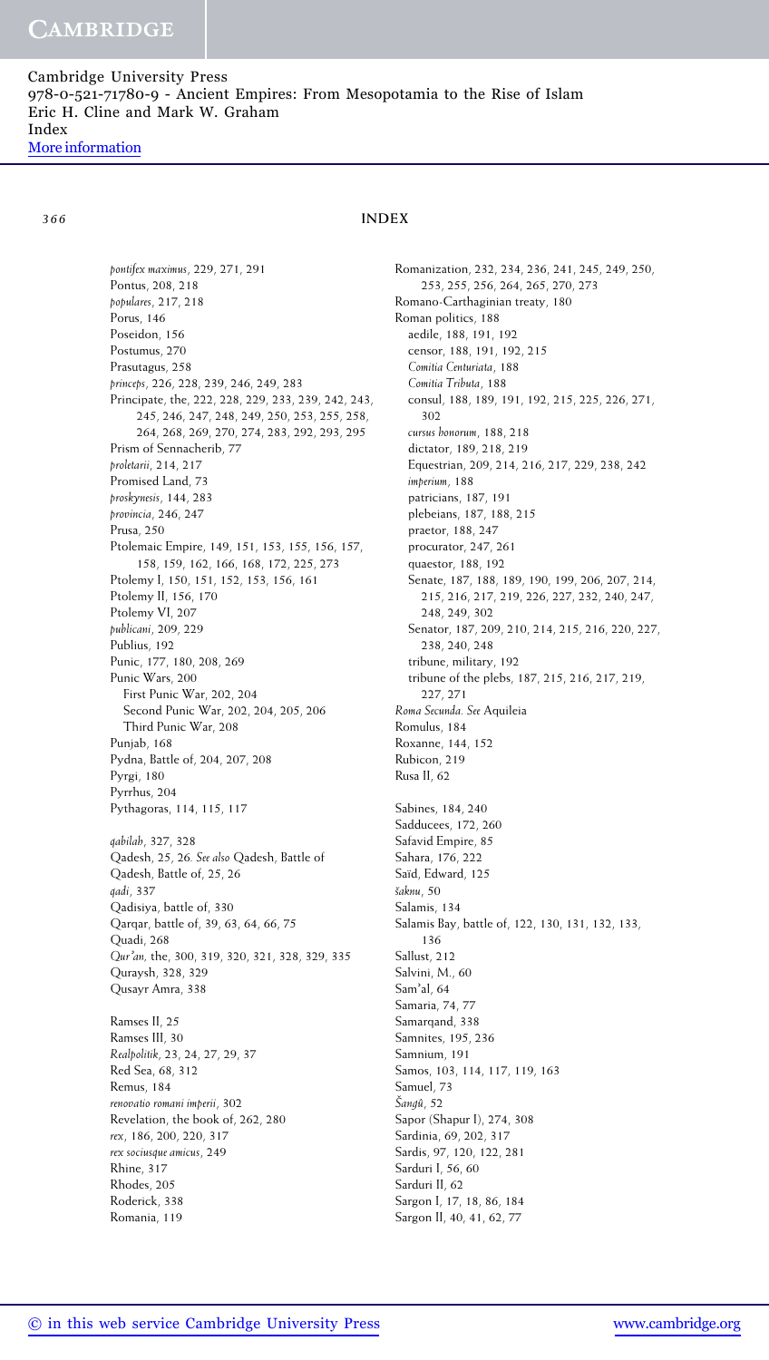# INDEX

*pontifex maximus*, 229, 271, 291
Pontus, 208, 218
*populares*, 217, 218
Porus, 146
Poseidon, 156
Postumus, 270
Prasutagus, 258
*princeps*, 226, 228, 239, 246, 249, 283
Principate, the, 222, 228, 229, 233, 239, 242, 243, 245, 246, 247, 248, 249, 250, 253, 255, 258, 264, 268, 269, 270, 274, 283, 292, 293, 295
Prism of Sennacherib, 77
*proletarii*, 214, 217
Promised Land, 73
*proskynesis*, 144, 283
*provincia*, 246, 247
Prusa, 250
Ptolemaic Empire, 149, 151, 153, 155, 156, 157, 158, 159, 162, 166, 168, 172, 225, 273
Ptolemy I, 150, 151, 152, 153, 156, 161
Ptolemy II, 156, 170
Ptolemy VI, 207
*publicani*, 209, 229
Publius, 192
Punic, 177, 180, 208, 269
Punic Wars, 200
  First Punic War, 202, 204
  Second Punic War, 202, 204, 205, 206
  Third Punic War, 208
Punjab, 168
Pydna, Battle of, 204, 207, 208
Pyrgi, 180
Pyrrhus, 204
Pythagoras, 114, 115, 117

*qabilah*, 327, 328
Qadesh, 25, 26. *See also* Qadesh, Battle of
Qadesh, Battle of, 25, 26
*qadi*, 337
Qadisiya, battle of, 330
Qarqar, battle of, 39, 63, 64, 66, 75
Quadi, 268
*Qur'an*, the, 300, 319, 320, 321, 328, 329, 335
Quraysh, 328, 329
Qusayr Amra, 338

Ramses II, 25
Ramses III, 30
*Realpolitik*, 23, 24, 27, 29, 37
Red Sea, 68, 312
Remus, 184
*renovatio romani imperii*, 302
Revelation, the book of, 262, 280
*rex*, 186, 200, 220, 317
*rex sociusque amicus*, 249
Rhine, 317
Rhodes, 205
Roderick, 338
Romania, 119
Romanization, 232, 234, 236, 241, 245, 249, 250, 253, 255, 256, 264, 265, 270, 273
Romano-Carthaginian treaty, 180
Roman politics, 188
  aedile, 188, 191, 192
  censor, 188, 191, 192, 215
  *Comitia Centuriata*, 188
  *Comitia Tributa*, 188
  consul, 188, 189, 191, 192, 215, 225, 226, 271, 302
  *cursus honorum*, 188, 218
  dictator, 189, 218, 219
  Equestrian, 209, 214, 216, 217, 229, 238, 242
  *imperium*, 188
  patricians, 187, 191
  plebeians, 187, 188, 215
  praetor, 188, 247
  procurator, 247, 261
  quaestor, 188, 192
  Senate, 187, 188, 189, 190, 199, 206, 207, 214, 215, 216, 217, 219, 226, 227, 232, 240, 247, 248, 249, 302
  Senator, 187, 209, 210, 214, 215, 216, 220, 227, 238, 240, 248
  tribune, military, 192
  tribune of the plebs, 187, 215, 216, 217, 219, 227, 271
*Roma Secunda. See* Aquileia
Romulus, 184
Roxanne, 144, 152
Rubicon, 219
Rusa II, 62

Sabines, 184, 240
Sadducees, 172, 260
Safavid Empire, 85
Sahara, 176, 222
Saïd, Edward, 125
*šaknu*, 50
Salamis, 134
Salamis Bay, battle of, 122, 130, 131, 132, 133, 136
Sallust, 212
Salvini, M., 60
Sam'al, 64
Samaria, 74, 77
Samarqand, 338
Samnites, 195, 236
Samnium, 191
Samos, 103, 114, 117, 119, 163
Samuel, 73
*Šangû*, 52
Sapor (Shapur I), 274, 308
Sardinia, 69, 202, 317
Sardis, 97, 120, 122, 281
Sarduri I, 56, 60
Sarduri II, 62
Sargon I, 17, 18, 86, 184
Sargon II, 40, 41, 62, 77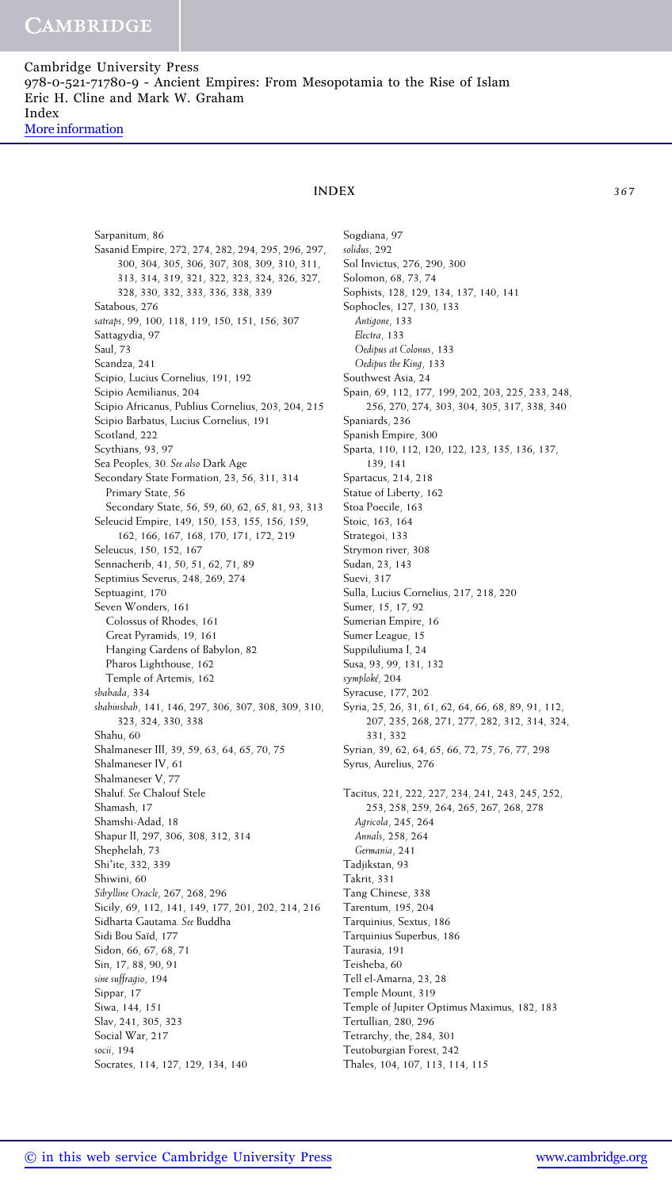Cambridge University Press
978-0-521-71780-9 - Ancient Empires: From Mesopotamia to the Rise of Islam
Eric H. Cline and Mark W. Graham
Index
More information

## INDEX

Sarpanitum, 86
Sasanid Empire, 272, 274, 282, 294, 295, 296, 297, 300, 304, 305, 306, 307, 308, 309, 310, 311, 313, 314, 319, 321, 322, 323, 324, 326, 327, 328, 330, 332, 333, 336, 338, 339
Satabous, 276
*satraps*, 99, 100, 118, 119, 150, 151, 156, 307
Sattagydia, 97
Saul, 73
Scandza, 241
Scipio, Lucius Cornelius, 191, 192
Scipio Aemilianus, 204
Scipio Africanus, Publius Cornelius, 203, 204, 215
Scipio Barbatus, Lucius Cornelius, 191
Scotland, 222
Scythians, 93, 97
Sea Peoples, 30. *See also* Dark Age
Secondary State Formation, 23, 56, 311, 314
  Primary State, 56
  Secondary State, 56, 59, 60, 62, 65, 81, 93, 313
Seleucid Empire, 149, 150, 153, 155, 156, 159, 162, 166, 167, 168, 170, 171, 172, 219
Seleucus, 150, 152, 167
Sennacherib, 41, 50, 51, 62, 71, 89
Septimius Severus, 248, 269, 274
Septuagint, 170
Seven Wonders, 161
  Colossus of Rhodes, 161
  Great Pyramids, 19, 161
  Hanging Gardens of Babylon, 82
  Pharos Lighthouse, 162
  Temple of Artemis, 162
*shahada*, 334
*shahinshah*, 141, 146, 297, 306, 307, 308, 309, 310, 323, 324, 330, 338
Shahu, 60
Shalmaneser III, 39, 59, 63, 64, 65, 70, 75
Shalmaneser IV, 61
Shalmaneser V, 77
Shaluf. *See* Chalouf Stele
Shamash, 17
Shamshi-Adad, 18
Shapur II, 297, 306, 308, 312, 314
Shephelah, 73
Shi'ite, 332, 339
Shiwini, 60
*Sibylline Oracle*, 267, 268, 296
Sicily, 69, 112, 141, 149, 177, 201, 202, 214, 216
Sidharta Gautama. *See* Buddha
Sidi Bou Saïd, 177
Sidon, 66, 67, 68, 71
Sin, 17, 88, 90, 91
*sine suffragio*, 194
Sippar, 17
Siwa, 144, 151
Slav, 241, 305, 323
Social War, 217
*socii*, 194
Socrates, 114, 127, 129, 134, 140
Sogdiana, 97
*solidus*, 292
Sol Invictus, 276, 290, 300
Solomon, 68, 73, 74
Sophists, 128, 129, 134, 137, 140, 141
Sophocles, 127, 130, 133
  *Antigone*, 133
  *Electra*, 133
  *Oedipus at Colonus*, 133
  *Oedipus the King*, 133
Southwest Asia, 24
Spain, 69, 112, 177, 199, 202, 203, 225, 233, 248, 256, 270, 274, 303, 304, 305, 317, 338, 340
Spaniards, 236
Spanish Empire, 300
Sparta, 110, 112, 120, 122, 123, 135, 136, 137, 139, 141
Spartacus, 214, 218
Statue of Liberty, 162
Stoa Poecile, 163
Stoic, 163, 164
Strategoi, 133
Strymon river, 308
Sudan, 23, 143
Suevi, 317
Sulla, Lucius Cornelius, 217, 218, 220
Sumer, 15, 17, 92
Sumerian Empire, 16
Sumer League, 15
Suppiluliuma I, 24
Susa, 93, 99, 131, 132
*symploké*, 204
Syracuse, 177, 202
Syria, 25, 26, 31, 61, 62, 64, 66, 68, 89, 91, 112, 207, 235, 268, 271, 277, 282, 312, 314, 324, 331, 332
Syrian, 39, 62, 64, 65, 66, 72, 75, 76, 77, 298
Syrus, Aurelius, 276

Tacitus, 221, 222, 227, 234, 241, 243, 245, 252, 253, 258, 259, 264, 265, 267, 268, 278
  *Agricola*, 245, 264
  *Annals*, 258, 264
  *Germania*, 241
Tadjikstan, 93
Takrit, 331
Tang Chinese, 338
Tarentum, 195, 204
Tarquinius, Sextus, 186
Tarquinius Superbus, 186
Taurasia, 191
Teisheba, 60
Tell el-Amarna, 23, 28
Temple Mount, 319
Temple of Jupiter Optimus Maximus, 182, 183
Tertullian, 280, 296
Tetrarchy, the, 284, 301
Teutoburgian Forest, 242
Thales, 104, 107, 113, 114, 115

© in this web service Cambridge University Press www.cambridge.org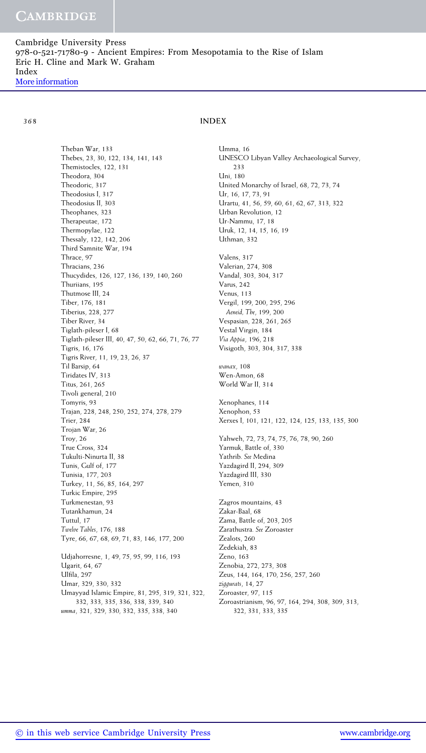Cambridge University Press
978-0-521-71780-9 - Ancient Empires: From Mesopotamia to the Rise of Islam
Eric H. Cline and Mark W. Graham
Index
More information

# INDEX

Theban War, 133
Thebes, 23, 30, 122, 134, 141, 143
Themistocles, 122, 131
Theodora, 304
Theodoric, 317
Theodosius I, 317
Theodosius II, 303
Theophanes, 323
Therapeutae, 172
Thermopylae, 122
Thessaly, 122, 142, 206
Third Samnite War, 194
Thrace, 97
Thracians, 236
Thucydides, 126, 127, 136, 139, 140, 260
Thuriians, 195
Thutmose III, 24
Tiber, 176, 181
Tiberius, 228, 277
Tiber River, 34
Tiglath-pileser I, 68
Tiglath-pileser III, 40, 47, 50, 62, 66, 71, 76, 77
Tigris, 16, 176
Tigris River, 11, 19, 23, 26, 37
Til Barsip, 64
Tiridates IV, 313
Titus, 261, 265
Tivoli general, 210
Tomyris, 93
Trajan, 228, 248, 250, 252, 274, 278, 279
Trier, 284
Trojan War, 26
Troy, 26
True Cross, 324
Tukulti-Ninurta II, 38
Tunis, Gulf of, 177
Tunisia, 177, 203
Turkey, 11, 56, 85, 164, 297
Turkic Empire, 295
Turkmenestan, 93
Tutankhamun, 24
Tuttul, 17
*Twelve Tables*, 176, 188
Tyre, 66, 67, 68, 69, 71, 83, 146, 177, 200

Udjahorresne, 1, 49, 75, 95, 99, 116, 193
Ugarit, 64, 67
Ulfila, 297
Umar, 329, 330, 332
Umayyad Islamic Empire, 81, 295, 319, 321, 322, 332, 333, 335, 336, 338, 339, 340
*umma*, 321, 329, 330, 332, 335, 338, 340

Umma, 16
UNESCO Libyan Valley Archaeological Survey, 233
Uni, 180
United Monarchy of Israel, 68, 72, 73, 74
Ur, 16, 17, 73, 91
Urartu, 41, 56, 59, 60, 61, 62, 67, 313, 322
Urban Revolution, 12
Ur-Nammu, 17, 18
Uruk, 12, 14, 15, 16, 19
Uthman, 332

Valens, 317
Valerian, 274, 308
Vandal, 303, 304, 317
Varus, 242
Venus, 113
Vergil, 199, 200, 295, 296
*Aeneid, The*, 199, 200
Vespasian, 228, 261, 265
Vestal Virgin, 184
*Via Appia*, 196, 218
Visigoth, 303, 304, 317, 338

*wanax*, 108
Wen-Amon, 68
World War II, 314

Xenophanes, 114
Xenophon, 53
Xerxes I, 101, 121, 122, 124, 125, 133, 135, 300

Yahweh, 72, 73, 74, 75, 76, 78, 90, 260
Yarmuk, Battle of, 330
Yathrib. *See* Medina
Yazdagird II, 294, 309
Yazdagird III, 330
Yemen, 310

Zagros mountains, 43
Zakar-Baal, 68
Zama, Battle of, 203, 205
Zarathustra. *See* Zoroaster
Zealots, 260
Zedekiah, 83
Zeno, 163
Zenobia, 272, 273, 308
Zeus, 144, 164, 170, 256, 257, 260
*ziggurats*, 14, 27
Zoroaster, 97, 115
Zoroastrianism, 96, 97, 164, 294, 308, 309, 313, 322, 331, 333, 335

© in this web service Cambridge University Press www.cambridge.org